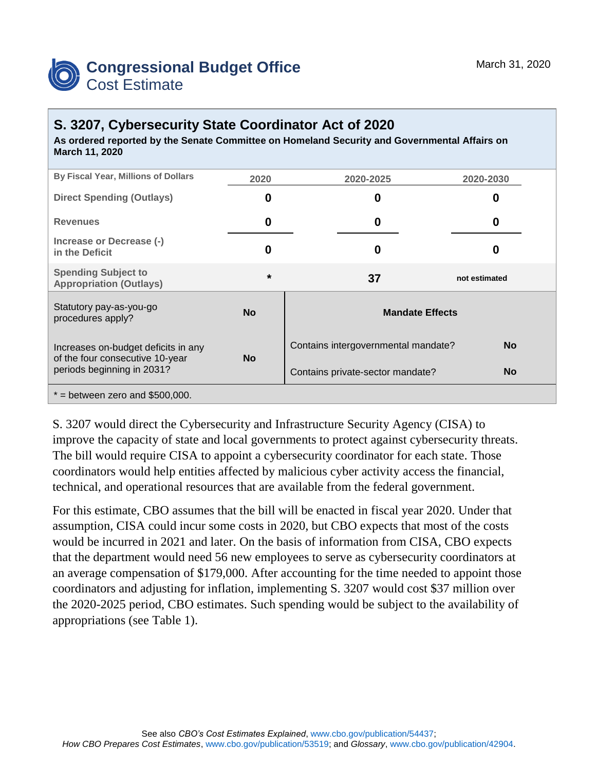**Congressional Budget Office**
Cost Estimate

March 31, 2020

# S. 3207, Cybersecurity State Coordinator Act of 2020

**As ordered reported by the Senate Committee on Homeland Security and Governmental Affairs on March 11, 2020**

| By Fiscal Year, Millions of Dollars | 2020 | 2020-2025 | 2020-2030 |
|---|---|---|---|
| Direct Spending (Outlays) | 0 | 0 | 0 |
| Revenues | 0 | 0 | 0 |
| Increase or Decrease (-) in the Deficit | 0 | 0 | 0 |
| Spending Subject to Appropriation (Outlays) | * | 37 | not estimated |

| | | Mandate Effects | |
|---|---|---|---|
| Statutory pay-as-you-go procedures apply? | No | Contains intergovernmental mandate? | No |
| Increases on-budget deficits in any of the four consecutive 10-year periods beginning in 2031? | No | Contains private-sector mandate? | No |

* = between zero and $500,000.

S. 3207 would direct the Cybersecurity and Infrastructure Security Agency (CISA) to improve the capacity of state and local governments to protect against cybersecurity threats. The bill would require CISA to appoint a cybersecurity coordinator for each state. Those coordinators would help entities affected by malicious cyber activity access the financial, technical, and operational resources that are available from the federal government.

For this estimate, CBO assumes that the bill will be enacted in fiscal year 2020. Under that assumption, CISA could incur some costs in 2020, but CBO expects that most of the costs would be incurred in 2021 and later. On the basis of information from CISA, CBO expects that the department would need 56 new employees to serve as cybersecurity coordinators at an average compensation of $179,000. After accounting for the time needed to appoint those coordinators and adjusting for inflation, implementing S. 3207 would cost $37 million over the 2020-2025 period, CBO estimates. Such spending would be subject to the availability of appropriations (see Table 1).

See also *CBO's Cost Estimates Explained*, www.cbo.gov/publication/54437; *How CBO Prepares Cost Estimates*, www.cbo.gov/publication/53519; and *Glossary*, www.cbo.gov/publication/42904.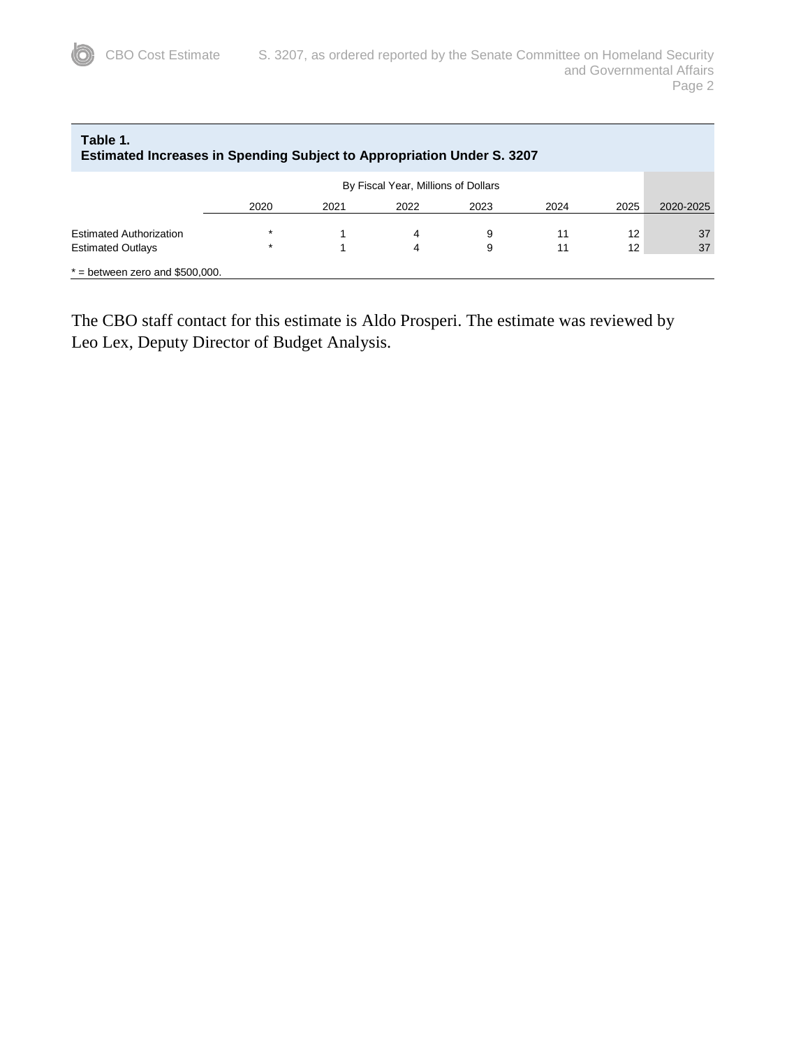**Table 1.**
**Estimated Increases in Spending Subject to Appropriation Under S. 3207**

| | By Fiscal Year, Millions of Dollars | | | | | | |
|---|---|---|---|---|---|---|---|
| | 2020 | 2021 | 2022 | 2023 | 2024 | 2025 | 2020-2025 |
| Estimated Authorization | * | 1 | 4 | 9 | 11 | 12 | 37 |
| Estimated Outlays | * | 1 | 4 | 9 | 11 | 12 | 37 |

* = between zero and $500,000.

The CBO staff contact for this estimate is Aldo Prosperi. The estimate was reviewed by Leo Lex, Deputy Director of Budget Analysis.